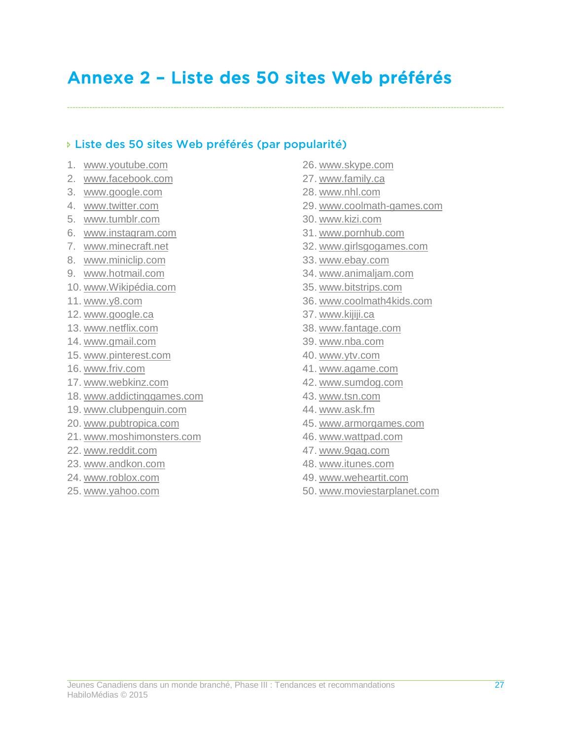# Annexe 2 – Liste des 50 sites Web préférés

## Liste des 50 sites Web préférés (par popularité)

1. www.youtube.com
2. www.facebook.com
3. www.google.com
4. www.twitter.com
5. www.tumblr.com
6. www.instagram.com
7. www.minecraft.net
8. www.miniclip.com
9. www.hotmail.com
10. www.Wikipédia.com
11. www.y8.com
12. www.google.ca
13. www.netflix.com
14. www.gmail.com
15. www.pinterest.com
16. www.friv.com
17. www.webkinz.com
18. www.addictinggames.com
19. www.clubpenguin.com
20. www.pubtropica.com
21. www.moshimonsters.com
22. www.reddit.com
23. www.andkon.com
24. www.roblox.com
25. www.yahoo.com
26. www.skype.com
27. www.family.ca
28. www.nhl.com
29. www.coolmath-games.com
30. www.kizi.com
31. www.pornhub.com
32. www.girlsgogames.com
33. www.ebay.com
34. www.animaljam.com
35. www.bitstrips.com
36. www.coolmath4kids.com
37. www.kijiji.ca
38. www.fantage.com
39. www.nba.com
40. www.ytv.com
41. www.agame.com
42. www.sumdog.com
43. www.tsn.com
44. www.ask.fm
45. www.armorgames.com
46. www.wattpad.com
47. www.9gag.com
48. www.itunes.com
49. www.weheartit.com
50. www.moviestarplanet.com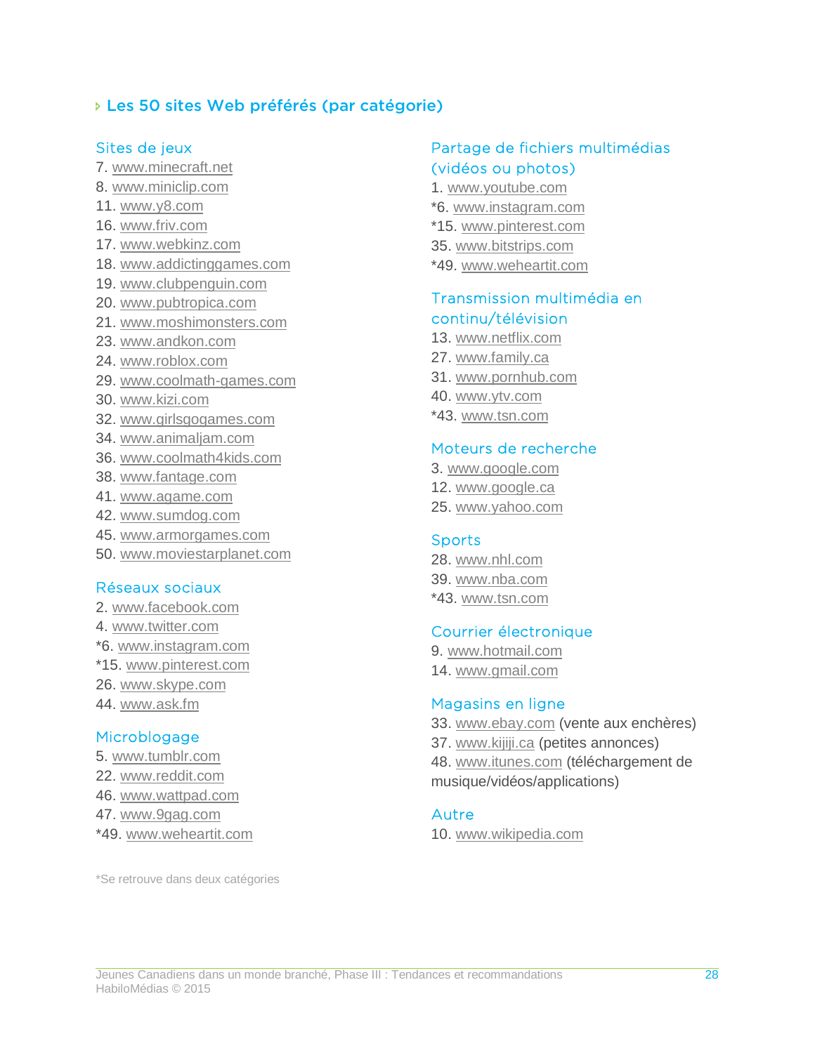## Les 50 sites Web préférés (par catégorie)

### Sites de jeux

7. www.minecraft.net
8. www.miniclip.com
11. www.y8.com
16. www.friv.com
17. www.webkinz.com
18. www.addictinggames.com
19. www.clubpenguin.com
20. www.pubtropica.com
21. www.moshimonsters.com
23. www.andkon.com
24. www.roblox.com
29. www.coolmath-games.com
30. www.kizi.com
32. www.girlsgogames.com
34. www.animaljam.com
36. www.coolmath4kids.com
38. www.fantage.com
41. www.agame.com
42. www.sumdog.com
45. www.armorgames.com
50. www.moviestarplanet.com

### Réseaux sociaux

2. www.facebook.com
4. www.twitter.com

*6. www.instagram.com
*15. www.pinterest.com

26. www.skype.com
44. www.ask.fm

### Microblogage

5. www.tumblr.com
22. www.reddit.com
46. www.wattpad.com
47. www.9gag.com

*49. www.weheartit.com

### Partage de fichiers multimédias (vidéos ou photos)

1. www.youtube.com

*6. www.instagram.com
*15. www.pinterest.com

35. www.bitstrips.com

*49. www.weheartit.com

### Transmission multimédia en continu/télévision

13. www.netflix.com
27. www.family.ca
31. www.pornhub.com
40. www.ytv.com

*43. www.tsn.com

### Moteurs de recherche

3. www.google.com
12. www.google.ca
25. www.yahoo.com

### Sports

28. www.nhl.com
39. www.nba.com

*43. www.tsn.com

### Courrier électronique

9. www.hotmail.com
14. www.gmail.com

### Magasins en ligne

33. www.ebay.com (vente aux enchères)
37. www.kijiji.ca (petites annonces)
48. www.itunes.com (téléchargement de musique/vidéos/applications)

### Autre

10. www.wikipedia.com

*Se retrouve dans deux catégories